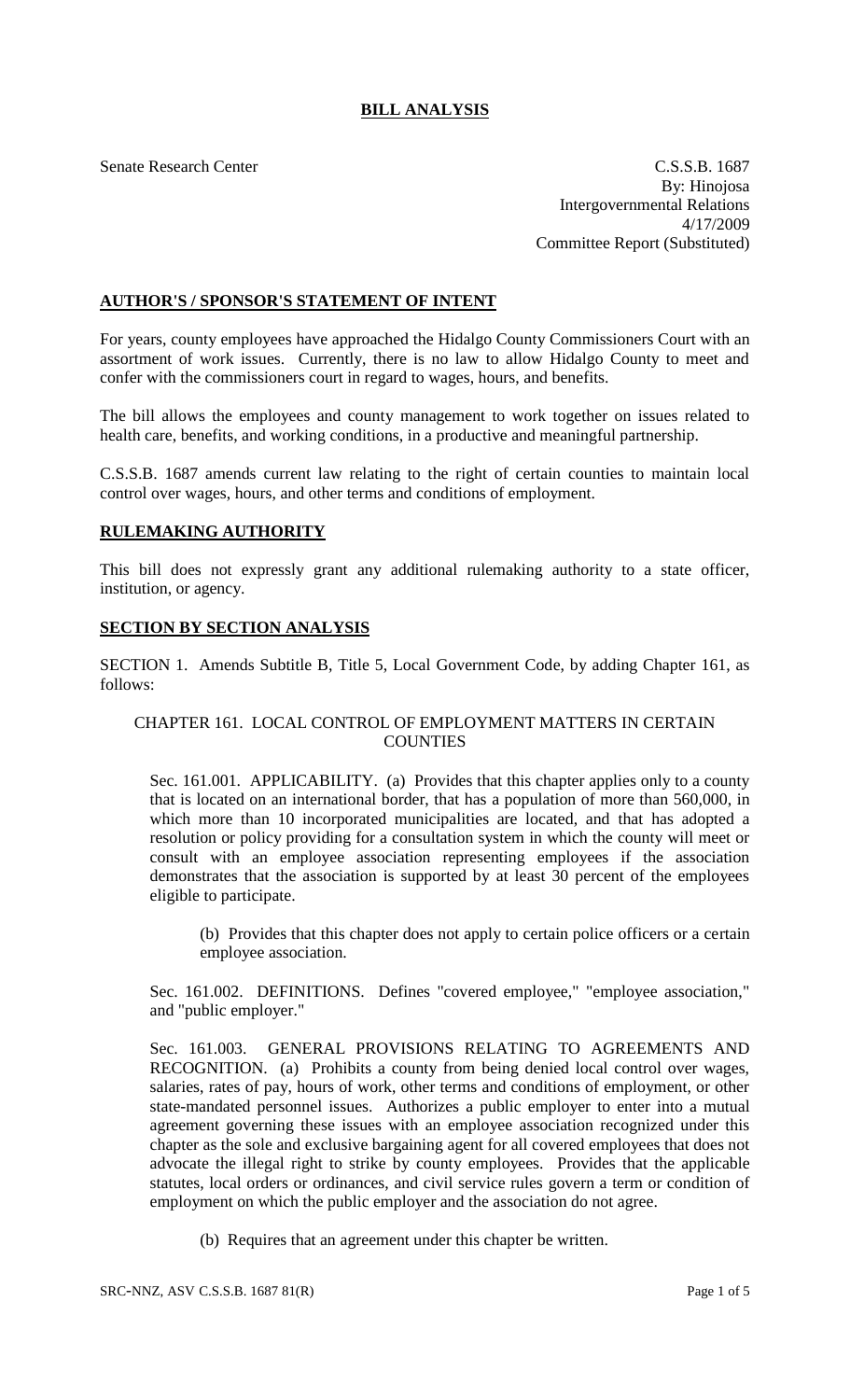# BILL ANALYSIS

Senate Research Center

C.S.S.B. 1687
By: Hinojosa
Intergovernmental Relations
4/17/2009
Committee Report (Substituted)

## AUTHOR'S / SPONSOR'S STATEMENT OF INTENT

For years, county employees have approached the Hidalgo County Commissioners Court with an assortment of work issues. Currently, there is no law to allow Hidalgo County to meet and confer with the commissioners court in regard to wages, hours, and benefits.

The bill allows the employees and county management to work together on issues related to health care, benefits, and working conditions, in a productive and meaningful partnership.

C.S.S.B. 1687 amends current law relating to the right of certain counties to maintain local control over wages, hours, and other terms and conditions of employment.

## RULEMAKING AUTHORITY

This bill does not expressly grant any additional rulemaking authority to a state officer, institution, or agency.

## SECTION BY SECTION ANALYSIS

SECTION 1. Amends Subtitle B, Title 5, Local Government Code, by adding Chapter 161, as follows:

CHAPTER 161. LOCAL CONTROL OF EMPLOYMENT MATTERS IN CERTAIN COUNTIES

Sec. 161.001. APPLICABILITY. (a) Provides that this chapter applies only to a county that is located on an international border, that has a population of more than 560,000, in which more than 10 incorporated municipalities are located, and that has adopted a resolution or policy providing for a consultation system in which the county will meet or consult with an employee association representing employees if the association demonstrates that the association is supported by at least 30 percent of the employees eligible to participate.

(b) Provides that this chapter does not apply to certain police officers or a certain employee association.

Sec. 161.002. DEFINITIONS. Defines "covered employee," "employee association," and "public employer."

Sec. 161.003. GENERAL PROVISIONS RELATING TO AGREEMENTS AND RECOGNITION. (a) Prohibits a county from being denied local control over wages, salaries, rates of pay, hours of work, other terms and conditions of employment, or other state-mandated personnel issues. Authorizes a public employer to enter into a mutual agreement governing these issues with an employee association recognized under this chapter as the sole and exclusive bargaining agent for all covered employees that does not advocate the illegal right to strike by county employees. Provides that the applicable statutes, local orders or ordinances, and civil service rules govern a term or condition of employment on which the public employer and the association do not agree.

(b) Requires that an agreement under this chapter be written.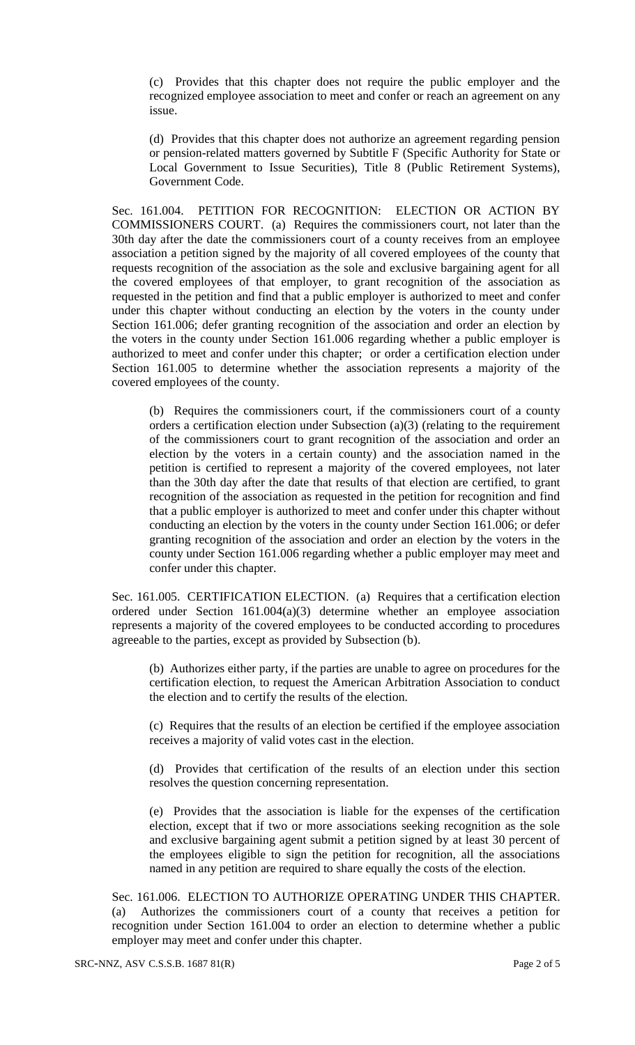(c) Provides that this chapter does not require the public employer and the recognized employee association to meet and confer or reach an agreement on any issue.

(d) Provides that this chapter does not authorize an agreement regarding pension or pension-related matters governed by Subtitle F (Specific Authority for State or Local Government to Issue Securities), Title 8 (Public Retirement Systems), Government Code.

Sec. 161.004. PETITION FOR RECOGNITION: ELECTION OR ACTION BY COMMISSIONERS COURT. (a) Requires the commissioners court, not later than the 30th day after the date the commissioners court of a county receives from an employee association a petition signed by the majority of all covered employees of the county that requests recognition of the association as the sole and exclusive bargaining agent for all the covered employees of that employer, to grant recognition of the association as requested in the petition and find that a public employer is authorized to meet and confer under this chapter without conducting an election by the voters in the county under Section 161.006; defer granting recognition of the association and order an election by the voters in the county under Section 161.006 regarding whether a public employer is authorized to meet and confer under this chapter; or order a certification election under Section 161.005 to determine whether the association represents a majority of the covered employees of the county.

(b) Requires the commissioners court, if the commissioners court of a county orders a certification election under Subsection (a)(3) (relating to the requirement of the commissioners court to grant recognition of the association and order an election by the voters in a certain county) and the association named in the petition is certified to represent a majority of the covered employees, not later than the 30th day after the date that results of that election are certified, to grant recognition of the association as requested in the petition for recognition and find that a public employer is authorized to meet and confer under this chapter without conducting an election by the voters in the county under Section 161.006; or defer granting recognition of the association and order an election by the voters in the county under Section 161.006 regarding whether a public employer may meet and confer under this chapter.

Sec. 161.005. CERTIFICATION ELECTION. (a) Requires that a certification election ordered under Section 161.004(a)(3) determine whether an employee association represents a majority of the covered employees to be conducted according to procedures agreeable to the parties, except as provided by Subsection (b).

(b) Authorizes either party, if the parties are unable to agree on procedures for the certification election, to request the American Arbitration Association to conduct the election and to certify the results of the election.

(c) Requires that the results of an election be certified if the employee association receives a majority of valid votes cast in the election.

(d) Provides that certification of the results of an election under this section resolves the question concerning representation.

(e) Provides that the association is liable for the expenses of the certification election, except that if two or more associations seeking recognition as the sole and exclusive bargaining agent submit a petition signed by at least 30 percent of the employees eligible to sign the petition for recognition, all the associations named in any petition are required to share equally the costs of the election.

Sec. 161.006. ELECTION TO AUTHORIZE OPERATING UNDER THIS CHAPTER. (a) Authorizes the commissioners court of a county that receives a petition for recognition under Section 161.004 to order an election to determine whether a public employer may meet and confer under this chapter.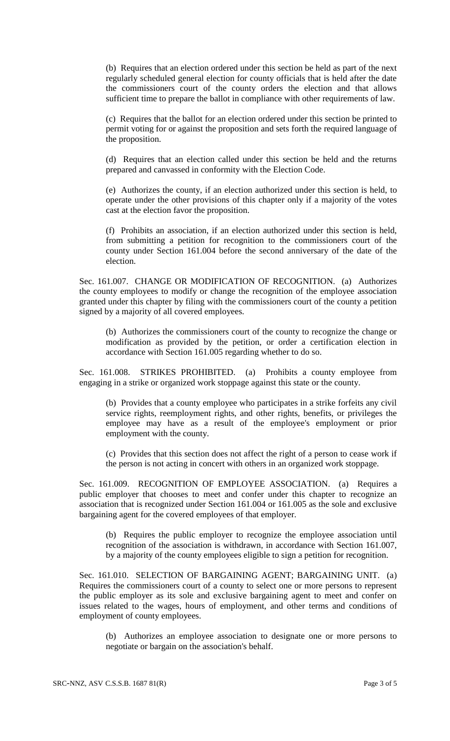(b) Requires that an election ordered under this section be held as part of the next regularly scheduled general election for county officials that is held after the date the commissioners court of the county orders the election and that allows sufficient time to prepare the ballot in compliance with other requirements of law.

(c) Requires that the ballot for an election ordered under this section be printed to permit voting for or against the proposition and sets forth the required language of the proposition.

(d) Requires that an election called under this section be held and the returns prepared and canvassed in conformity with the Election Code.

(e) Authorizes the county, if an election authorized under this section is held, to operate under the other provisions of this chapter only if a majority of the votes cast at the election favor the proposition.

(f) Prohibits an association, if an election authorized under this section is held, from submitting a petition for recognition to the commissioners court of the county under Section 161.004 before the second anniversary of the date of the election.

Sec. 161.007. CHANGE OR MODIFICATION OF RECOGNITION. (a) Authorizes the county employees to modify or change the recognition of the employee association granted under this chapter by filing with the commissioners court of the county a petition signed by a majority of all covered employees.

(b) Authorizes the commissioners court of the county to recognize the change or modification as provided by the petition, or order a certification election in accordance with Section 161.005 regarding whether to do so.

Sec. 161.008. STRIKES PROHIBITED. (a) Prohibits a county employee from engaging in a strike or organized work stoppage against this state or the county.

(b) Provides that a county employee who participates in a strike forfeits any civil service rights, reemployment rights, and other rights, benefits, or privileges the employee may have as a result of the employee's employment or prior employment with the county.

(c) Provides that this section does not affect the right of a person to cease work if the person is not acting in concert with others in an organized work stoppage.

Sec. 161.009. RECOGNITION OF EMPLOYEE ASSOCIATION. (a) Requires a public employer that chooses to meet and confer under this chapter to recognize an association that is recognized under Section 161.004 or 161.005 as the sole and exclusive bargaining agent for the covered employees of that employer.

(b) Requires the public employer to recognize the employee association until recognition of the association is withdrawn, in accordance with Section 161.007, by a majority of the county employees eligible to sign a petition for recognition.

Sec. 161.010. SELECTION OF BARGAINING AGENT; BARGAINING UNIT. (a) Requires the commissioners court of a county to select one or more persons to represent the public employer as its sole and exclusive bargaining agent to meet and confer on issues related to the wages, hours of employment, and other terms and conditions of employment of county employees.

(b) Authorizes an employee association to designate one or more persons to negotiate or bargain on the association's behalf.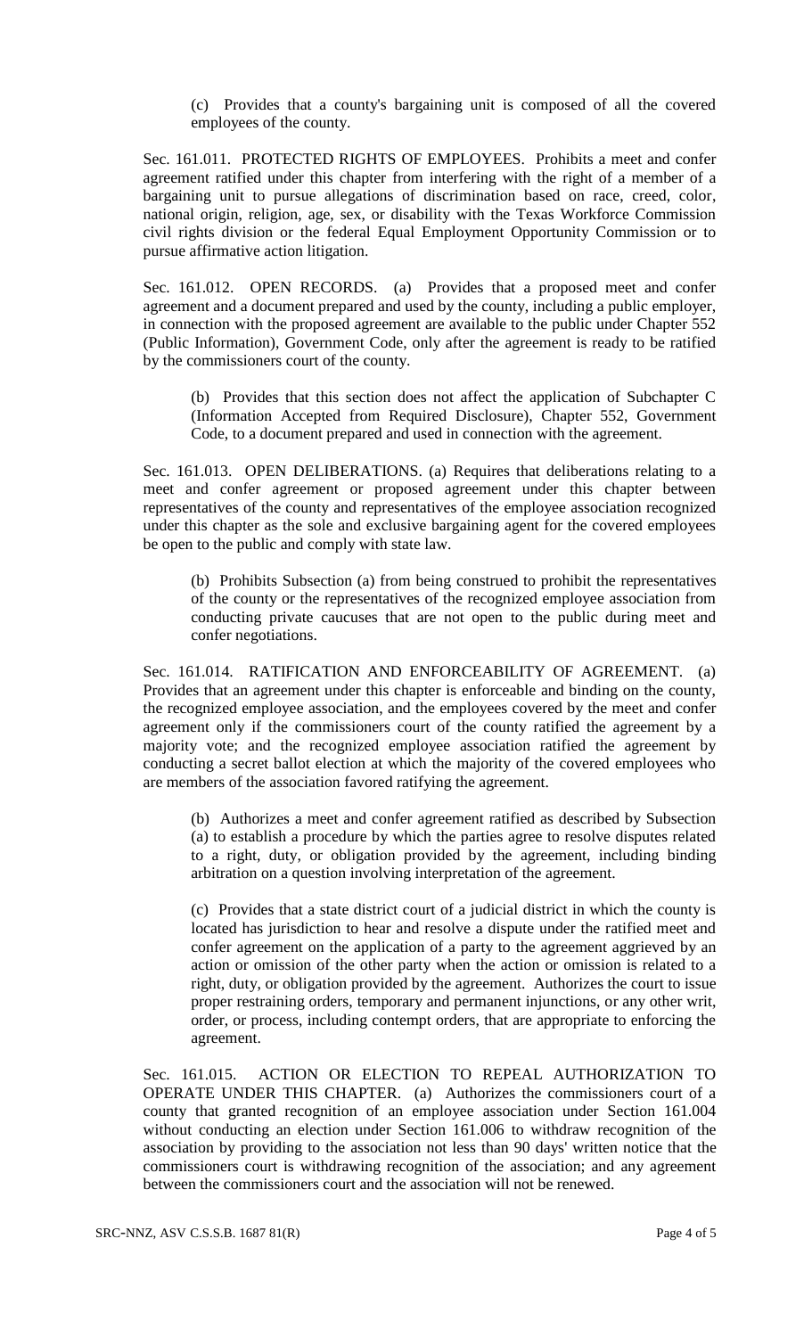(c) Provides that a county's bargaining unit is composed of all the covered employees of the county.

Sec. 161.011. PROTECTED RIGHTS OF EMPLOYEES. Prohibits a meet and confer agreement ratified under this chapter from interfering with the right of a member of a bargaining unit to pursue allegations of discrimination based on race, creed, color, national origin, religion, age, sex, or disability with the Texas Workforce Commission civil rights division or the federal Equal Employment Opportunity Commission or to pursue affirmative action litigation.

Sec. 161.012. OPEN RECORDS. (a) Provides that a proposed meet and confer agreement and a document prepared and used by the county, including a public employer, in connection with the proposed agreement are available to the public under Chapter 552 (Public Information), Government Code, only after the agreement is ready to be ratified by the commissioners court of the county.

(b) Provides that this section does not affect the application of Subchapter C (Information Accepted from Required Disclosure), Chapter 552, Government Code, to a document prepared and used in connection with the agreement.

Sec. 161.013. OPEN DELIBERATIONS. (a) Requires that deliberations relating to a meet and confer agreement or proposed agreement under this chapter between representatives of the county and representatives of the employee association recognized under this chapter as the sole and exclusive bargaining agent for the covered employees be open to the public and comply with state law.

(b) Prohibits Subsection (a) from being construed to prohibit the representatives of the county or the representatives of the recognized employee association from conducting private caucuses that are not open to the public during meet and confer negotiations.

Sec. 161.014. RATIFICATION AND ENFORCEABILITY OF AGREEMENT. (a) Provides that an agreement under this chapter is enforceable and binding on the county, the recognized employee association, and the employees covered by the meet and confer agreement only if the commissioners court of the county ratified the agreement by a majority vote; and the recognized employee association ratified the agreement by conducting a secret ballot election at which the majority of the covered employees who are members of the association favored ratifying the agreement.

(b) Authorizes a meet and confer agreement ratified as described by Subsection (a) to establish a procedure by which the parties agree to resolve disputes related to a right, duty, or obligation provided by the agreement, including binding arbitration on a question involving interpretation of the agreement.

(c) Provides that a state district court of a judicial district in which the county is located has jurisdiction to hear and resolve a dispute under the ratified meet and confer agreement on the application of a party to the agreement aggrieved by an action or omission of the other party when the action or omission is related to a right, duty, or obligation provided by the agreement. Authorizes the court to issue proper restraining orders, temporary and permanent injunctions, or any other writ, order, or process, including contempt orders, that are appropriate to enforcing the agreement.

Sec. 161.015. ACTION OR ELECTION TO REPEAL AUTHORIZATION TO OPERATE UNDER THIS CHAPTER. (a) Authorizes the commissioners court of a county that granted recognition of an employee association under Section 161.004 without conducting an election under Section 161.006 to withdraw recognition of the association by providing to the association not less than 90 days' written notice that the commissioners court is withdrawing recognition of the association; and any agreement between the commissioners court and the association will not be renewed.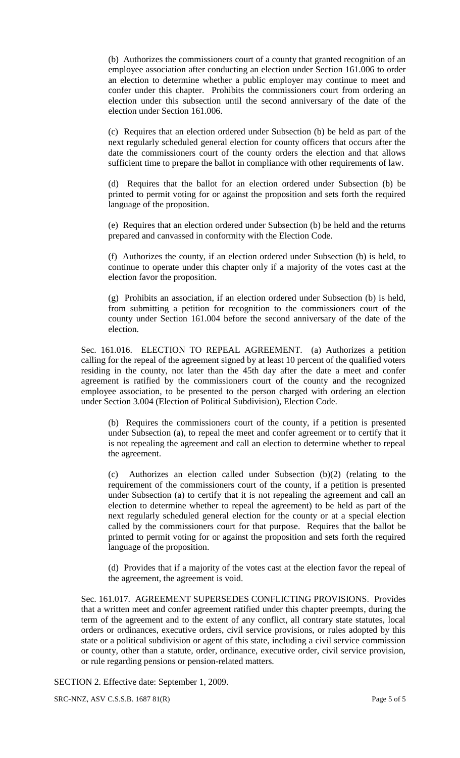(b) Authorizes the commissioners court of a county that granted recognition of an employee association after conducting an election under Section 161.006 to order an election to determine whether a public employer may continue to meet and confer under this chapter. Prohibits the commissioners court from ordering an election under this subsection until the second anniversary of the date of the election under Section 161.006.

(c) Requires that an election ordered under Subsection (b) be held as part of the next regularly scheduled general election for county officers that occurs after the date the commissioners court of the county orders the election and that allows sufficient time to prepare the ballot in compliance with other requirements of law.

(d) Requires that the ballot for an election ordered under Subsection (b) be printed to permit voting for or against the proposition and sets forth the required language of the proposition.

(e) Requires that an election ordered under Subsection (b) be held and the returns prepared and canvassed in conformity with the Election Code.

(f) Authorizes the county, if an election ordered under Subsection (b) is held, to continue to operate under this chapter only if a majority of the votes cast at the election favor the proposition.

(g) Prohibits an association, if an election ordered under Subsection (b) is held, from submitting a petition for recognition to the commissioners court of the county under Section 161.004 before the second anniversary of the date of the election.

Sec. 161.016. ELECTION TO REPEAL AGREEMENT. (a) Authorizes a petition calling for the repeal of the agreement signed by at least 10 percent of the qualified voters residing in the county, not later than the 45th day after the date a meet and confer agreement is ratified by the commissioners court of the county and the recognized employee association, to be presented to the person charged with ordering an election under Section 3.004 (Election of Political Subdivision), Election Code.

(b) Requires the commissioners court of the county, if a petition is presented under Subsection (a), to repeal the meet and confer agreement or to certify that it is not repealing the agreement and call an election to determine whether to repeal the agreement.

(c) Authorizes an election called under Subsection (b)(2) (relating to the requirement of the commissioners court of the county, if a petition is presented under Subsection (a) to certify that it is not repealing the agreement and call an election to determine whether to repeal the agreement) to be held as part of the next regularly scheduled general election for the county or at a special election called by the commissioners court for that purpose. Requires that the ballot be printed to permit voting for or against the proposition and sets forth the required language of the proposition.

(d) Provides that if a majority of the votes cast at the election favor the repeal of the agreement, the agreement is void.

Sec. 161.017. AGREEMENT SUPERSEDES CONFLICTING PROVISIONS. Provides that a written meet and confer agreement ratified under this chapter preempts, during the term of the agreement and to the extent of any conflict, all contrary state statutes, local orders or ordinances, executive orders, civil service provisions, or rules adopted by this state or a political subdivision or agent of this state, including a civil service commission or county, other than a statute, order, ordinance, executive order, civil service provision, or rule regarding pensions or pension-related matters.

SECTION 2. Effective date: September 1, 2009.